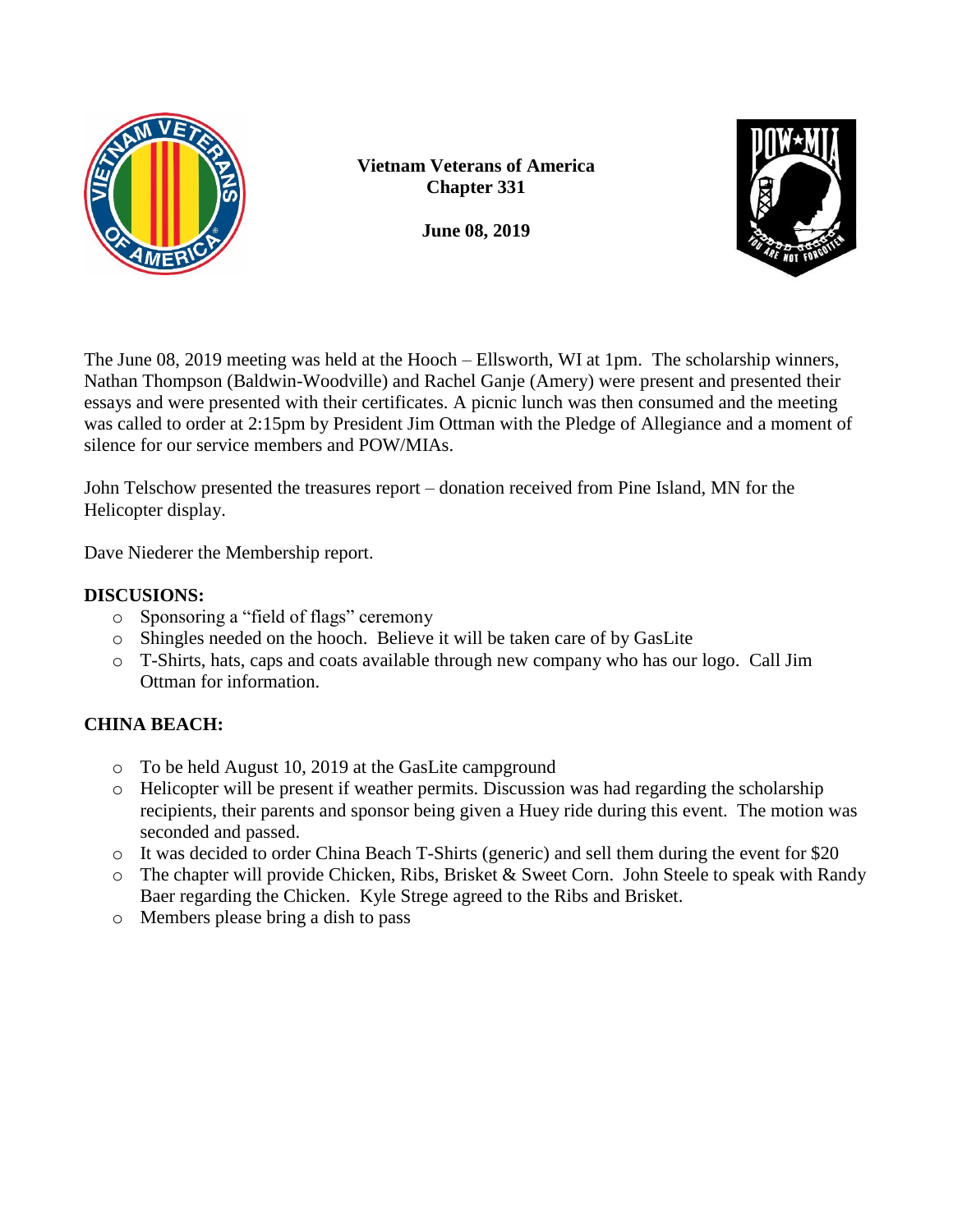**Vietnam Veterans of America**
**Chapter 331**

**June 08, 2019**

The June 08, 2019 meeting was held at the Hooch – Ellsworth, WI at 1pm. The scholarship winners, Nathan Thompson (Baldwin-Woodville) and Rachel Ganje (Amery) were present and presented their essays and were presented with their certificates. A picnic lunch was then consumed and the meeting was called to order at 2:15pm by President Jim Ottman with the Pledge of Allegiance and a moment of silence for our service members and POW/MIAs.

John Telschow presented the treasures report – donation received from Pine Island, MN for the Helicopter display.

Dave Niederer the Membership report.

**DISCUSIONS:**

- Sponsoring a "field of flags" ceremony
- Shingles needed on the hooch. Believe it will be taken care of by GasLite
- T-Shirts, hats, caps and coats available through new company who has our logo. Call Jim Ottman for information.

**CHINA BEACH:**

- To be held August 10, 2019 at the GasLite campground
- Helicopter will be present if weather permits. Discussion was had regarding the scholarship recipients, their parents and sponsor being given a Huey ride during this event. The motion was seconded and passed.
- It was decided to order China Beach T-Shirts (generic) and sell them during the event for $20
- The chapter will provide Chicken, Ribs, Brisket & Sweet Corn. John Steele to speak with Randy Baer regarding the Chicken. Kyle Strege agreed to the Ribs and Brisket.
- Members please bring a dish to pass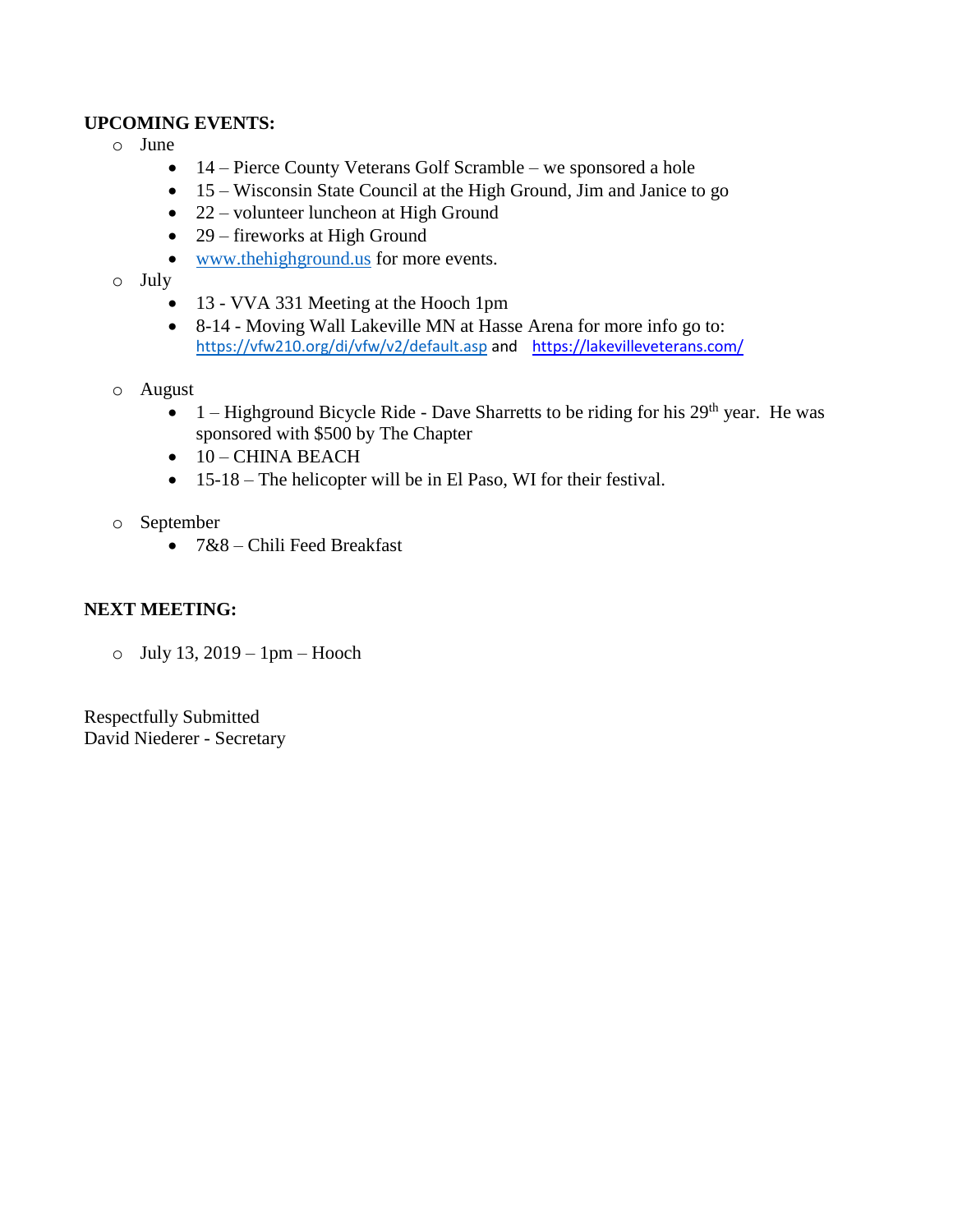**UPCOMING EVENTS:**

- June
  - 14 – Pierce County Veterans Golf Scramble – we sponsored a hole
  - 15 – Wisconsin State Council at the High Ground, Jim and Janice to go
  - 22 – volunteer luncheon at High Ground
  - 29 – fireworks at High Ground
  - www.thehighground.us for more events.
- July
  - 13 - VVA 331 Meeting at the Hooch 1pm
  - 8-14 - Moving Wall Lakeville MN at Hasse Arena for more info go to: https://vfw210.org/di/vfw/v2/default.asp and https://lakevilleveterans.com/
- August
  - 1 – Highground Bicycle Ride - Dave Sharretts to be riding for his 29th year. He was sponsored with $500 by The Chapter
  - 10 – CHINA BEACH
  - 15-18 – The helicopter will be in El Paso, WI for their festival.
- September
  - 7&8 – Chili Feed Breakfast

**NEXT MEETING:**

- July 13, 2019 – 1pm – Hooch

Respectfully Submitted
David Niederer - Secretary